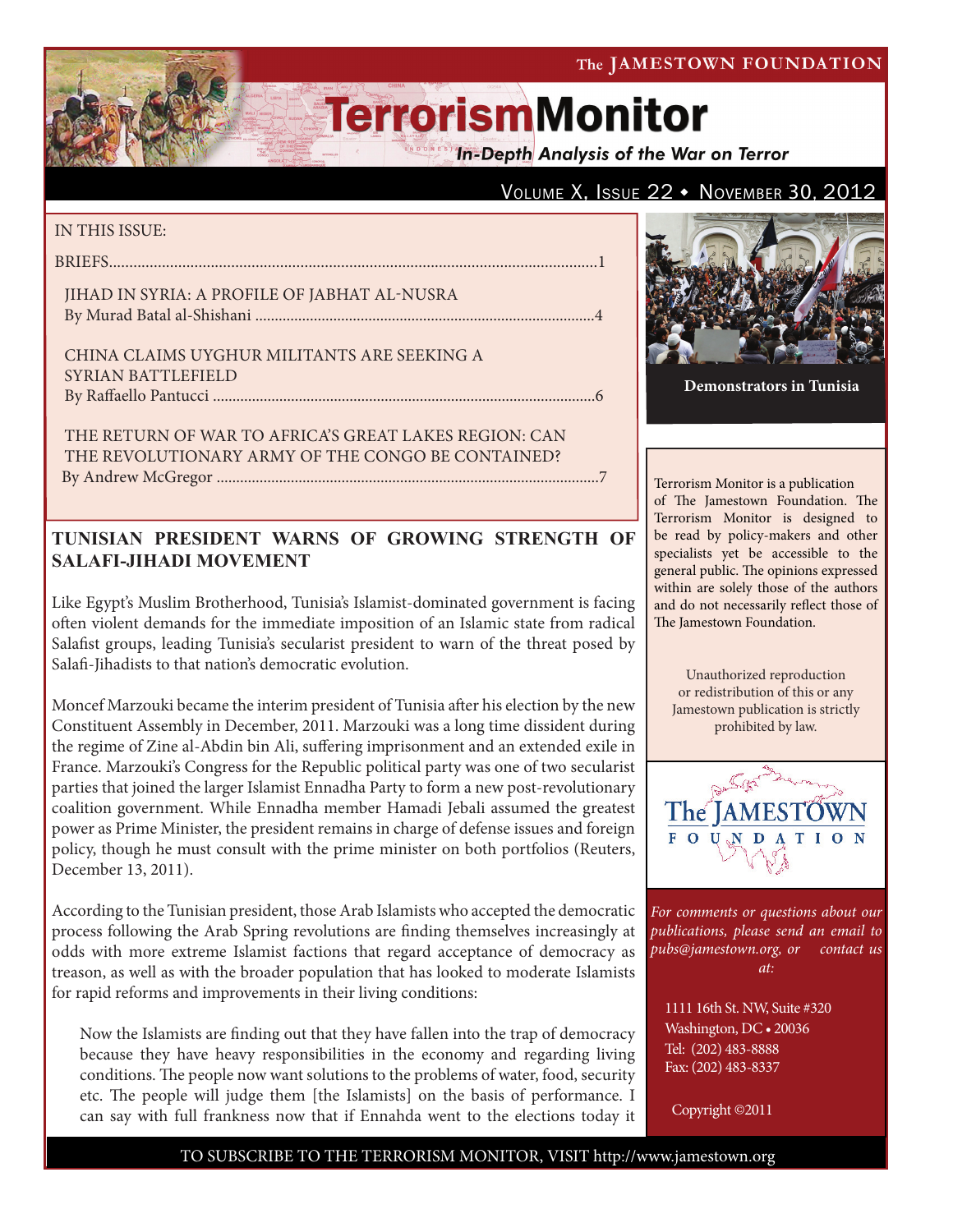The JAMESTOWN FOUNDATION

# TerrorismMonitor

*In-Depth Analysis of the War on Terror*

Volume X, Issue 22 ♦ November 30, 2012

IN THIS ISSUE:

BRIEFS......................................................................................................................1

JIHAD IN SYRIA: A PROFILE OF JABHAT AL-NUSRA
By Murad Batal al-Shishani ......................................................................................4

CHINA CLAIMS UYGHUR MILITANTS ARE SEEKING A SYRIAN BATTLEFIELD
By Raffaello Pantucci ................................................................................................6

THE RETURN OF WAR TO AFRICA'S GREAT LAKES REGION: CAN THE REVOLUTIONARY ARMY OF THE CONGO BE CONTAINED?
By Andrew McGregor .................................................................................................7

**Demonstrators in Tunisia**

## TUNISIAN PRESIDENT WARNS OF GROWING STRENGTH OF SALAFI-JIHADI MOVEMENT

Like Egypt's Muslim Brotherhood, Tunisia's Islamist-dominated government is facing often violent demands for the immediate imposition of an Islamic state from radical Salafist groups, leading Tunisia's secularist president to warn of the threat posed by Salafi-Jihadists to that nation's democratic evolution.

Moncef Marzouki became the interim president of Tunisia after his election by the new Constituent Assembly in December, 2011. Marzouki was a long time dissident during the regime of Zine al-Abdin bin Ali, suffering imprisonment and an extended exile in France. Marzouki's Congress for the Republic political party was one of two secularist parties that joined the larger Islamist Ennadha Party to form a new post-revolutionary coalition government. While Ennadha member Hamadi Jebali assumed the greatest power as Prime Minister, the president remains in charge of defense issues and foreign policy, though he must consult with the prime minister on both portfolios (Reuters, December 13, 2011).

According to the Tunisian president, those Arab Islamists who accepted the democratic process following the Arab Spring revolutions are finding themselves increasingly at odds with more extreme Islamist factions that regard acceptance of democracy as treason, as well as with the broader population that has looked to moderate Islamists for rapid reforms and improvements in their living conditions:

> Now the Islamists are finding out that they have fallen into the trap of democracy because they have heavy responsibilities in the economy and regarding living conditions. The people now want solutions to the problems of water, food, security etc. The people will judge them [the Islamists] on the basis of performance. I can say with full frankness now that if Ennahda went to the elections today it

Terrorism Monitor is a publication of The Jamestown Foundation. The Terrorism Monitor is designed to be read by policy-makers and other specialists yet be accessible to the general public. The opinions expressed within are solely those of the authors and do not necessarily reflect those of The Jamestown Foundation.

Unauthorized reproduction or redistribution of this or any Jamestown publication is strictly prohibited by law.

The JAMESTOWN FOUNDATION

*For comments or questions about our publications, please send an email to pubs@jamestown.org, or contact us at:*

1111 16th St. NW, Suite #320
Washington, DC • 20036
Tel: (202) 483-8888
Fax: (202) 483-8337

Copyright ©2011

TO SUBSCRIBE TO THE TERRORISM MONITOR, VISIT http://www.jamestown.org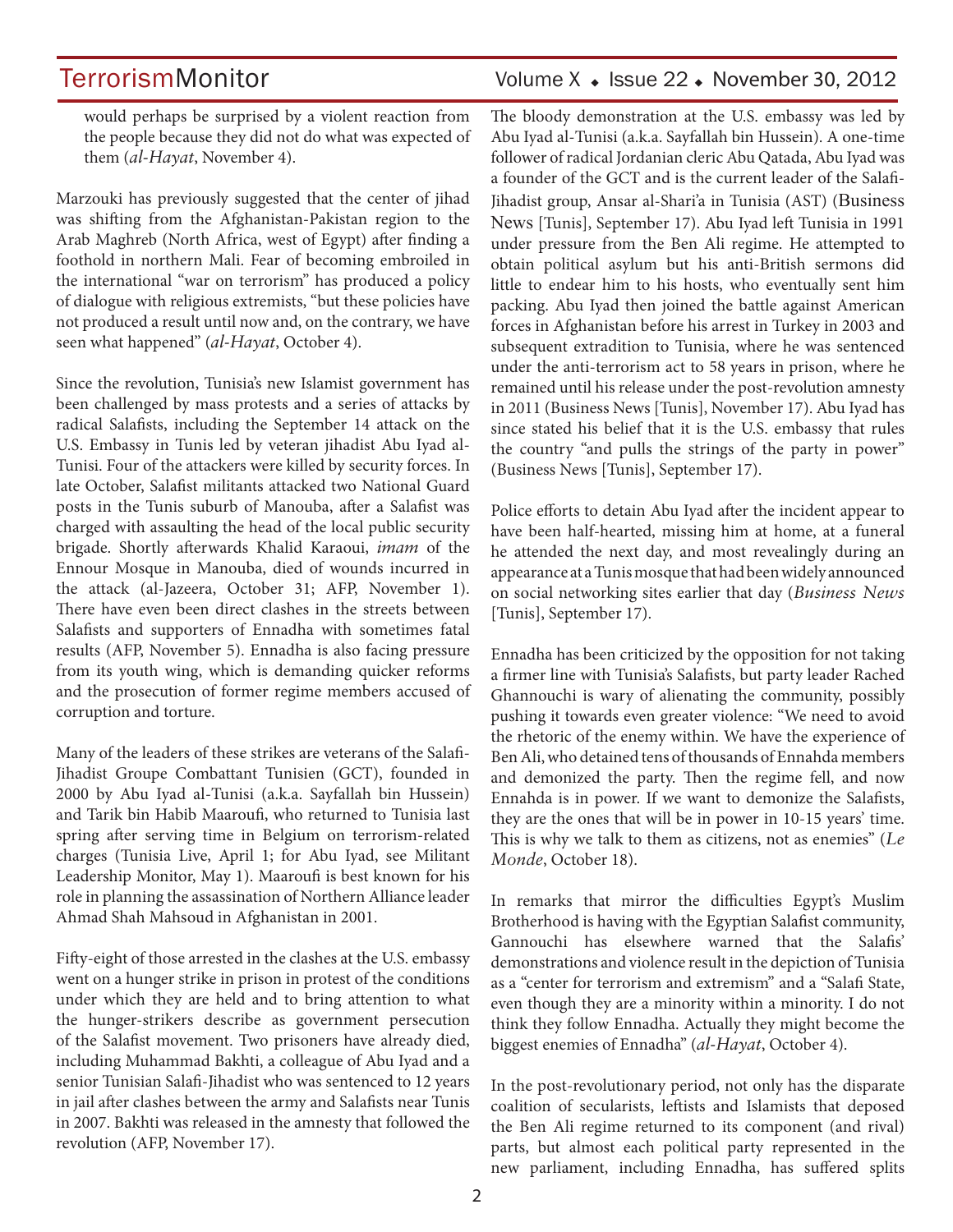would perhaps be surprised by a violent reaction from the people because they did not do what was expected of them (*al-Hayat*, November 4).

Marzouki has previously suggested that the center of jihad was shifting from the Afghanistan-Pakistan region to the Arab Maghreb (North Africa, west of Egypt) after finding a foothold in northern Mali. Fear of becoming embroiled in the international "war on terrorism" has produced a policy of dialogue with religious extremists, "but these policies have not produced a result until now and, on the contrary, we have seen what happened" (*al-Hayat*, October 4).

Since the revolution, Tunisia's new Islamist government has been challenged by mass protests and a series of attacks by radical Salafists, including the September 14 attack on the U.S. Embassy in Tunis led by veteran jihadist Abu Iyad al-Tunisi. Four of the attackers were killed by security forces. In late October, Salafist militants attacked two National Guard posts in the Tunis suburb of Manouba, after a Salafist was charged with assaulting the head of the local public security brigade. Shortly afterwards Khalid Karaoui, *imam* of the Ennour Mosque in Manouba, died of wounds incurred in the attack (al-Jazeera, October 31; AFP, November 1). There have even been direct clashes in the streets between Salafists and supporters of Ennadha with sometimes fatal results (AFP, November 5). Ennadha is also facing pressure from its youth wing, which is demanding quicker reforms and the prosecution of former regime members accused of corruption and torture.

Many of the leaders of these strikes are veterans of the Salafi-Jihadist Groupe Combattant Tunisien (GCT), founded in 2000 by Abu Iyad al-Tunisi (a.k.a. Sayfallah bin Hussein) and Tarik bin Habib Maaroufi, who returned to Tunisia last spring after serving time in Belgium on terrorism-related charges (Tunisia Live, April 1; for Abu Iyad, see Militant Leadership Monitor, May 1). Maaroufi is best known for his role in planning the assassination of Northern Alliance leader Ahmad Shah Mahsoud in Afghanistan in 2001.

Fifty-eight of those arrested in the clashes at the U.S. embassy went on a hunger strike in prison in protest of the conditions under which they are held and to bring attention to what the hunger-strikers describe as government persecution of the Salafist movement. Two prisoners have already died, including Muhammad Bakhti, a colleague of Abu Iyad and a senior Tunisian Salafi-Jihadist who was sentenced to 12 years in jail after clashes between the army and Salafists near Tunis in 2007. Bakhti was released in the amnesty that followed the revolution (AFP, November 17).

The bloody demonstration at the U.S. embassy was led by Abu Iyad al-Tunisi (a.k.a. Sayfallah bin Hussein). A one-time follower of radical Jordanian cleric Abu Qatada, Abu Iyad was a founder of the GCT and is the current leader of the Salafi-Jihadist group, Ansar al-Shari'a in Tunisia (AST) (Business News [Tunis], September 17). Abu Iyad left Tunisia in 1991 under pressure from the Ben Ali regime. He attempted to obtain political asylum but his anti-British sermons did little to endear him to his hosts, who eventually sent him packing. Abu Iyad then joined the battle against American forces in Afghanistan before his arrest in Turkey in 2003 and subsequent extradition to Tunisia, where he was sentenced under the anti-terrorism act to 58 years in prison, where he remained until his release under the post-revolution amnesty in 2011 (Business News [Tunis], November 17). Abu Iyad has since stated his belief that it is the U.S. embassy that rules the country "and pulls the strings of the party in power" (Business News [Tunis], September 17).

Police efforts to detain Abu Iyad after the incident appear to have been half-hearted, missing him at home, at a funeral he attended the next day, and most revealingly during an appearance at a Tunis mosque that had been widely announced on social networking sites earlier that day (*Business News* [Tunis], September 17).

Ennadha has been criticized by the opposition for not taking a firmer line with Tunisia's Salafists, but party leader Rached Ghannouchi is wary of alienating the community, possibly pushing it towards even greater violence: "We need to avoid the rhetoric of the enemy within. We have the experience of Ben Ali, who detained tens of thousands of Ennahda members and demonized the party. Then the regime fell, and now Ennahda is in power. If we want to demonize the Salafists, they are the ones that will be in power in 10-15 years' time. This is why we talk to them as citizens, not as enemies" (*Le Monde*, October 18).

In remarks that mirror the difficulties Egypt's Muslim Brotherhood is having with the Egyptian Salafist community, Gannouchi has elsewhere warned that the Salafis' demonstrations and violence result in the depiction of Tunisia as a "center for terrorism and extremism" and a "Salafi State, even though they are a minority within a minority. I do not think they follow Ennadha. Actually they might become the biggest enemies of Ennadha" (*al-Hayat*, October 4).

In the post-revolutionary period, not only has the disparate coalition of secularists, leftists and Islamists that deposed the Ben Ali regime returned to its component (and rival) parts, but almost each political party represented in the new parliament, including Ennadha, has suffered splits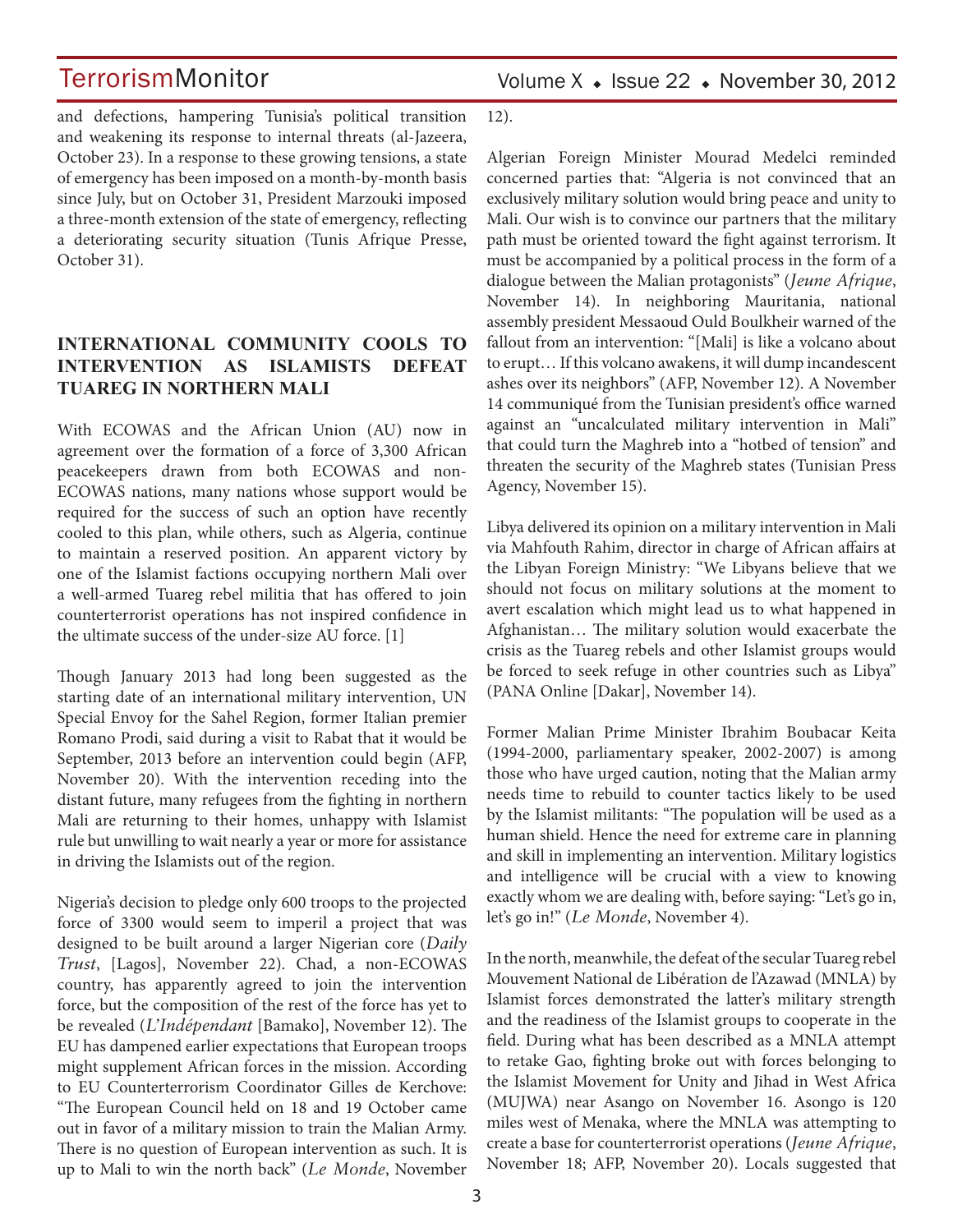and defections, hampering Tunisia's political transition and weakening its response to internal threats (al-Jazeera, October 23). In a response to these growing tensions, a state of emergency has been imposed on a month-by-month basis since July, but on October 31, President Marzouki imposed a three-month extension of the state of emergency, reflecting a deteriorating security situation (Tunis Afrique Presse, October 31).

## INTERNATIONAL COMMUNITY COOLS TO INTERVENTION AS ISLAMISTS DEFEAT TUAREG IN NORTHERN MALI

With ECOWAS and the African Union (AU) now in agreement over the formation of a force of 3,300 African peacekeepers drawn from both ECOWAS and non-ECOWAS nations, many nations whose support would be required for the success of such an option have recently cooled to this plan, while others, such as Algeria, continue to maintain a reserved position. An apparent victory by one of the Islamist factions occupying northern Mali over a well-armed Tuareg rebel militia that has offered to join counterterrorist operations has not inspired confidence in the ultimate success of the under-size AU force. [1]

Though January 2013 had long been suggested as the starting date of an international military intervention, UN Special Envoy for the Sahel Region, former Italian premier Romano Prodi, said during a visit to Rabat that it would be September, 2013 before an intervention could begin (AFP, November 20). With the intervention receding into the distant future, many refugees from the fighting in northern Mali are returning to their homes, unhappy with Islamist rule but unwilling to wait nearly a year or more for assistance in driving the Islamists out of the region.

Nigeria's decision to pledge only 600 troops to the projected force of 3300 would seem to imperil a project that was designed to be built around a larger Nigerian core (*Daily Trust*, [Lagos], November 22). Chad, a non-ECOWAS country, has apparently agreed to join the intervention force, but the composition of the rest of the force has yet to be revealed (*L'Indépendant* [Bamako], November 12). The EU has dampened earlier expectations that European troops might supplement African forces in the mission. According to EU Counterterrorism Coordinator Gilles de Kerchove: "The European Council held on 18 and 19 October came out in favor of a military mission to train the Malian Army. There is no question of European intervention as such. It is up to Mali to win the north back" (*Le Monde*, November 12).

Algerian Foreign Minister Mourad Medelci reminded concerned parties that: "Algeria is not convinced that an exclusively military solution would bring peace and unity to Mali. Our wish is to convince our partners that the military path must be oriented toward the fight against terrorism. It must be accompanied by a political process in the form of a dialogue between the Malian protagonists" (*Jeune Afrique*, November 14). In neighboring Mauritania, national assembly president Messaoud Ould Boulkheir warned of the fallout from an intervention: "[Mali] is like a volcano about to erupt… If this volcano awakens, it will dump incandescent ashes over its neighbors" (AFP, November 12). A November 14 communiqué from the Tunisian president's office warned against an "uncalculated military intervention in Mali" that could turn the Maghreb into a "hotbed of tension" and threaten the security of the Maghreb states (Tunisian Press Agency, November 15).

Libya delivered its opinion on a military intervention in Mali via Mahfouth Rahim, director in charge of African affairs at the Libyan Foreign Ministry: "We Libyans believe that we should not focus on military solutions at the moment to avert escalation which might lead us to what happened in Afghanistan… The military solution would exacerbate the crisis as the Tuareg rebels and other Islamist groups would be forced to seek refuge in other countries such as Libya" (PANA Online [Dakar], November 14).

Former Malian Prime Minister Ibrahim Boubacar Keita (1994-2000, parliamentary speaker, 2002-2007) is among those who have urged caution, noting that the Malian army needs time to rebuild to counter tactics likely to be used by the Islamist militants: "The population will be used as a human shield. Hence the need for extreme care in planning and skill in implementing an intervention. Military logistics and intelligence will be crucial with a view to knowing exactly whom we are dealing with, before saying: "Let's go in, let's go in!" (*Le Monde*, November 4).

In the north, meanwhile, the defeat of the secular Tuareg rebel Mouvement National de Libération de l'Azawad (MNLA) by Islamist forces demonstrated the latter's military strength and the readiness of the Islamist groups to cooperate in the field. During what has been described as a MNLA attempt to retake Gao, fighting broke out with forces belonging to the Islamist Movement for Unity and Jihad in West Africa (MUJWA) near Asango on November 16. Asongo is 120 miles west of Menaka, where the MNLA was attempting to create a base for counterterrorist operations (*Jeune Afrique*, November 18; AFP, November 20). Locals suggested that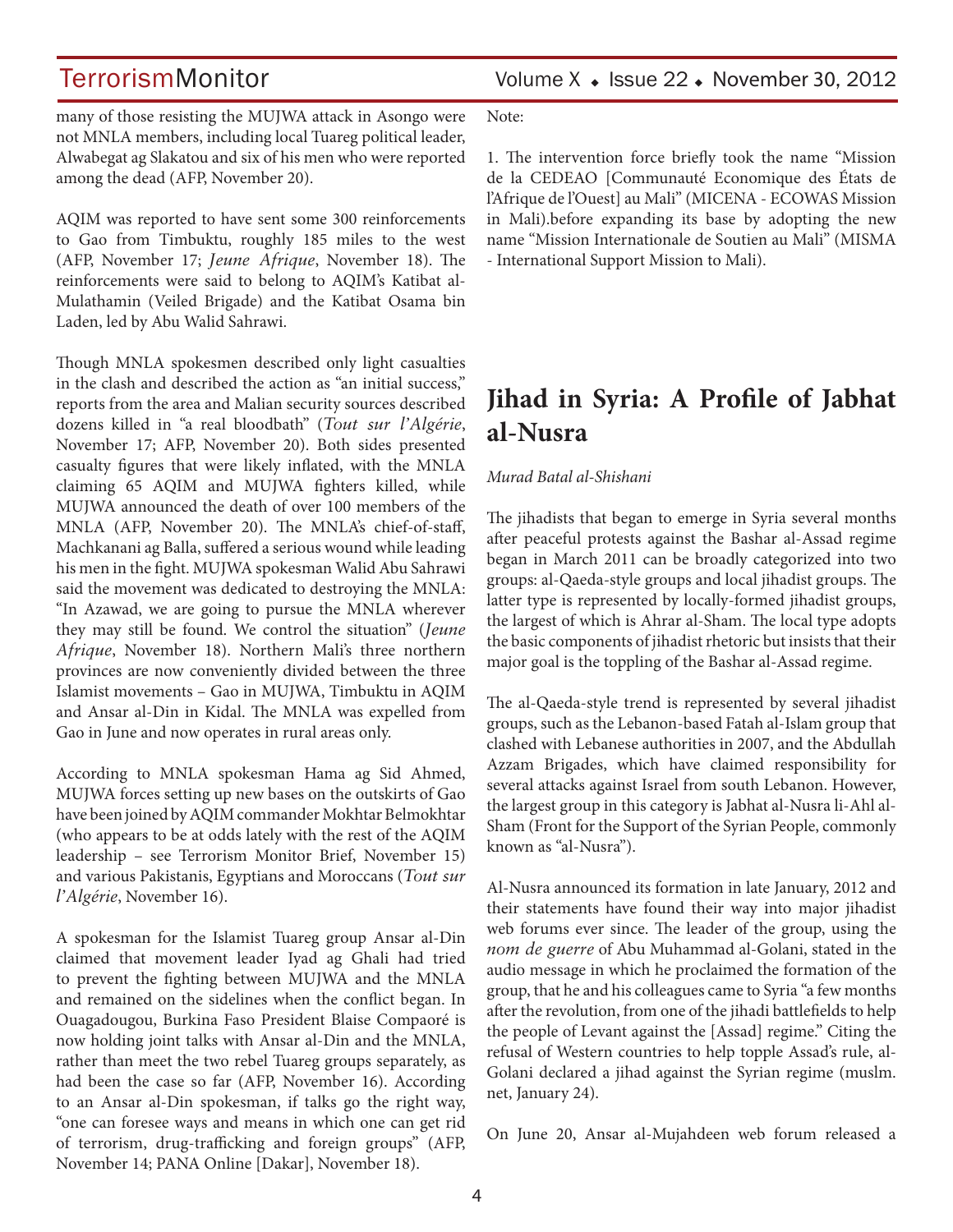many of those resisting the MUJWA attack in Asongo were not MNLA members, including local Tuareg political leader, Alwabegat ag Slakatou and six of his men who were reported among the dead (AFP, November 20).

AQIM was reported to have sent some 300 reinforcements to Gao from Timbuktu, roughly 185 miles to the west (AFP, November 17; *Jeune Afrique*, November 18). The reinforcements were said to belong to AQIM's Katibat al-Mulathamin (Veiled Brigade) and the Katibat Osama bin Laden, led by Abu Walid Sahrawi.

Though MNLA spokesmen described only light casualties in the clash and described the action as "an initial success," reports from the area and Malian security sources described dozens killed in "a real bloodbath" (*Tout sur l'Algérie*, November 17; AFP, November 20). Both sides presented casualty figures that were likely inflated, with the MNLA claiming 65 AQIM and MUJWA fighters killed, while MUJWA announced the death of over 100 members of the MNLA (AFP, November 20). The MNLA's chief-of-staff, Machkanani ag Balla, suffered a serious wound while leading his men in the fight. MUJWA spokesman Walid Abu Sahrawi said the movement was dedicated to destroying the MNLA: "In Azawad, we are going to pursue the MNLA wherever they may still be found. We control the situation" (*Jeune Afrique*, November 18). Northern Mali's three northern provinces are now conveniently divided between the three Islamist movements – Gao in MUJWA, Timbuktu in AQIM and Ansar al-Din in Kidal. The MNLA was expelled from Gao in June and now operates in rural areas only.

According to MNLA spokesman Hama ag Sid Ahmed, MUJWA forces setting up new bases on the outskirts of Gao have been joined by AQIM commander Mokhtar Belmokhtar (who appears to be at odds lately with the rest of the AQIM leadership – see Terrorism Monitor Brief, November 15) and various Pakistanis, Egyptians and Moroccans (*Tout sur l'Algérie*, November 16).

A spokesman for the Islamist Tuareg group Ansar al-Din claimed that movement leader Iyad ag Ghali had tried to prevent the fighting between MUJWA and the MNLA and remained on the sidelines when the conflict began. In Ouagadougou, Burkina Faso President Blaise Compaoré is now holding joint talks with Ansar al-Din and the MNLA, rather than meet the two rebel Tuareg groups separately, as had been the case so far (AFP, November 16). According to an Ansar al-Din spokesman, if talks go the right way, "one can foresee ways and means in which one can get rid of terrorism, drug-trafficking and foreign groups" (AFP, November 14; PANA Online [Dakar], November 18).

Note:

1. The intervention force briefly took the name "Mission de la CEDEAO [Communauté Economique des États de l'Afrique de l'Ouest] au Mali" (MICENA - ECOWAS Mission in Mali).before expanding its base by adopting the new name "Mission Internationale de Soutien au Mali" (MISMA - International Support Mission to Mali).

# Jihad in Syria: A Profile of Jabhat al-Nusra

*Murad Batal al-Shishani*

The jihadists that began to emerge in Syria several months after peaceful protests against the Bashar al-Assad regime began in March 2011 can be broadly categorized into two groups: al-Qaeda-style groups and local jihadist groups. The latter type is represented by locally-formed jihadist groups, the largest of which is Ahrar al-Sham. The local type adopts the basic components of jihadist rhetoric but insists that their major goal is the toppling of the Bashar al-Assad regime.

The al-Qaeda-style trend is represented by several jihadist groups, such as the Lebanon-based Fatah al-Islam group that clashed with Lebanese authorities in 2007, and the Abdullah Azzam Brigades, which have claimed responsibility for several attacks against Israel from south Lebanon. However, the largest group in this category is Jabhat al-Nusra li-Ahl al-Sham (Front for the Support of the Syrian People, commonly known as "al-Nusra").

Al-Nusra announced its formation in late January, 2012 and their statements have found their way into major jihadist web forums ever since. The leader of the group, using the *nom de guerre* of Abu Muhammad al-Golani, stated in the audio message in which he proclaimed the formation of the group, that he and his colleagues came to Syria "a few months after the revolution, from one of the jihadi battlefields to help the people of Levant against the [Assad] regime." Citing the refusal of Western countries to help topple Assad's rule, al-Golani declared a jihad against the Syrian regime (muslm.net, January 24).

On June 20, Ansar al-Mujahdeen web forum released a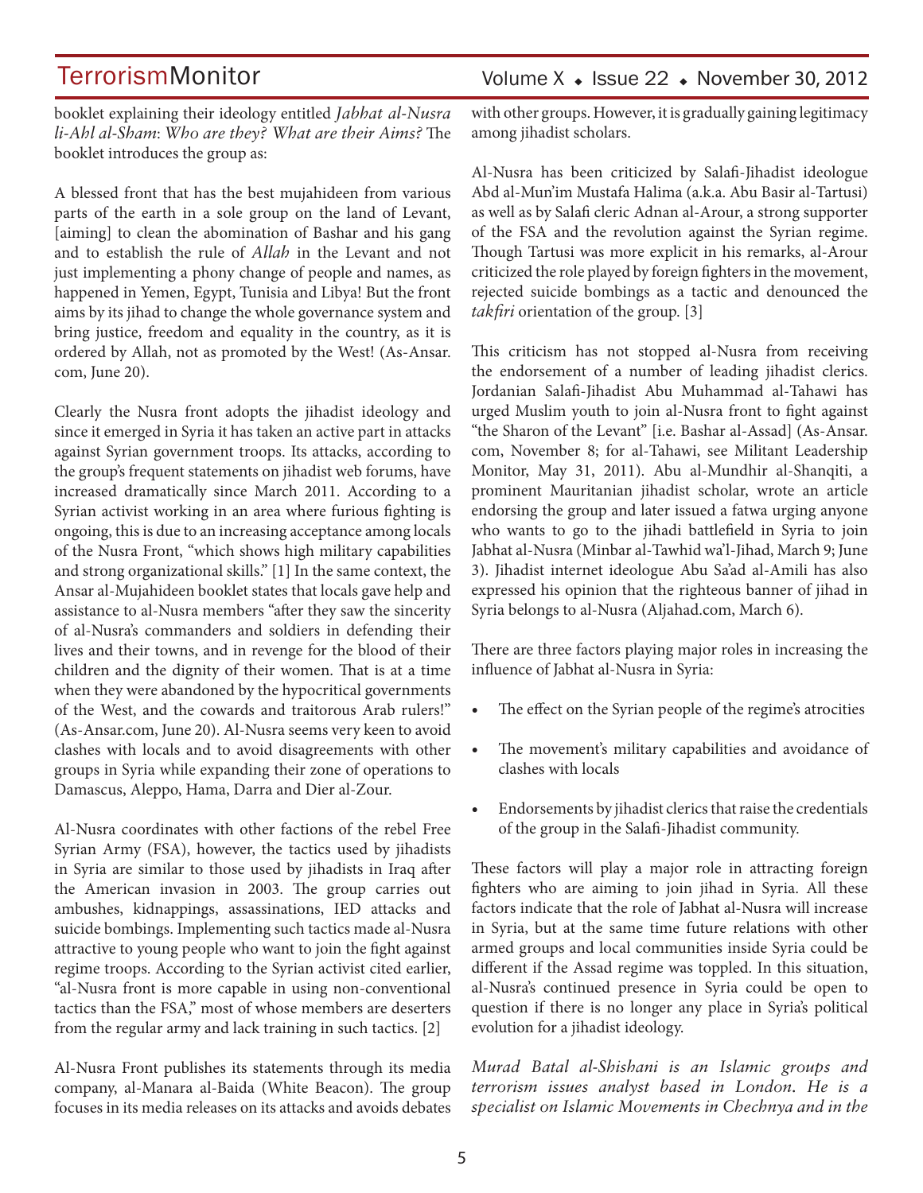booklet explaining their ideology entitled *Jabhat al-Nusra li-Ahl al-Sham*: *Who are they? What are their Aims?* The booklet introduces the group as:

A blessed front that has the best mujahideen from various parts of the earth in a sole group on the land of Levant, [aiming] to clean the abomination of Bashar and his gang and to establish the rule of *Allah* in the Levant and not just implementing a phony change of people and names, as happened in Yemen, Egypt, Tunisia and Libya! But the front aims by its jihad to change the whole governance system and bring justice, freedom and equality in the country, as it is ordered by Allah, not as promoted by the West! (As-Ansar.com, June 20).

Clearly the Nusra front adopts the jihadist ideology and since it emerged in Syria it has taken an active part in attacks against Syrian government troops. Its attacks, according to the group's frequent statements on jihadist web forums, have increased dramatically since March 2011. According to a Syrian activist working in an area where furious fighting is ongoing, this is due to an increasing acceptance among locals of the Nusra Front, "which shows high military capabilities and strong organizational skills." [1] In the same context, the Ansar al-Mujahideen booklet states that locals gave help and assistance to al-Nusra members "after they saw the sincerity of al-Nusra's commanders and soldiers in defending their lives and their towns, and in revenge for the blood of their children and the dignity of their women. That is at a time when they were abandoned by the hypocritical governments of the West, and the cowards and traitorous Arab rulers!" (As-Ansar.com, June 20). Al-Nusra seems very keen to avoid clashes with locals and to avoid disagreements with other groups in Syria while expanding their zone of operations to Damascus, Aleppo, Hama, Darra and Dier al-Zour.

Al-Nusra coordinates with other factions of the rebel Free Syrian Army (FSA), however, the tactics used by jihadists in Syria are similar to those used by jihadists in Iraq after the American invasion in 2003. The group carries out ambushes, kidnappings, assassinations, IED attacks and suicide bombings. Implementing such tactics made al-Nusra attractive to young people who want to join the fight against regime troops. According to the Syrian activist cited earlier, "al-Nusra front is more capable in using non-conventional tactics than the FSA," most of whose members are deserters from the regular army and lack training in such tactics. [2]

Al-Nusra Front publishes its statements through its media company, al-Manara al-Baida (White Beacon). The group focuses in its media releases on its attacks and avoids debates with other groups. However, it is gradually gaining legitimacy among jihadist scholars.

Al-Nusra has been criticized by Salafi-Jihadist ideologue Abd al-Mun'im Mustafa Halima (a.k.a. Abu Basir al-Tartusi) as well as by Salafi cleric Adnan al-Arour, a strong supporter of the FSA and the revolution against the Syrian regime. Though Tartusi was more explicit in his remarks, al-Arour criticized the role played by foreign fighters in the movement, rejected suicide bombings as a tactic and denounced the *takfiri* orientation of the group. [3]

This criticism has not stopped al-Nusra from receiving the endorsement of a number of leading jihadist clerics. Jordanian Salafi-Jihadist Abu Muhammad al-Tahawi has urged Muslim youth to join al-Nusra front to fight against "the Sharon of the Levant" [i.e. Bashar al-Assad] (As-Ansar.com, November 8; for al-Tahawi, see Militant Leadership Monitor, May 31, 2011). Abu al-Mundhir al-Shanqiti, a prominent Mauritanian jihadist scholar, wrote an article endorsing the group and later issued a fatwa urging anyone who wants to go to the jihadi battlefield in Syria to join Jabhat al-Nusra (Minbar al-Tawhid wa'l-Jihad, March 9; June 3). Jihadist internet ideologue Abu Sa'ad al-Amili has also expressed his opinion that the righteous banner of jihad in Syria belongs to al-Nusra (Aljahad.com, March 6).

There are three factors playing major roles in increasing the influence of Jabhat al-Nusra in Syria:

- The effect on the Syrian people of the regime's atrocities
- The movement's military capabilities and avoidance of clashes with locals
- Endorsements by jihadist clerics that raise the credentials of the group in the Salafi-Jihadist community.

These factors will play a major role in attracting foreign fighters who are aiming to join jihad in Syria. All these factors indicate that the role of Jabhat al-Nusra will increase in Syria, but at the same time future relations with other armed groups and local communities inside Syria could be different if the Assad regime was toppled. In this situation, al-Nusra's continued presence in Syria could be open to question if there is no longer any place in Syria's political evolution for a jihadist ideology.

*Murad Batal al-Shishani is an Islamic groups and terrorism issues analyst based in London. He is a specialist on Islamic Movements in Chechnya and in the*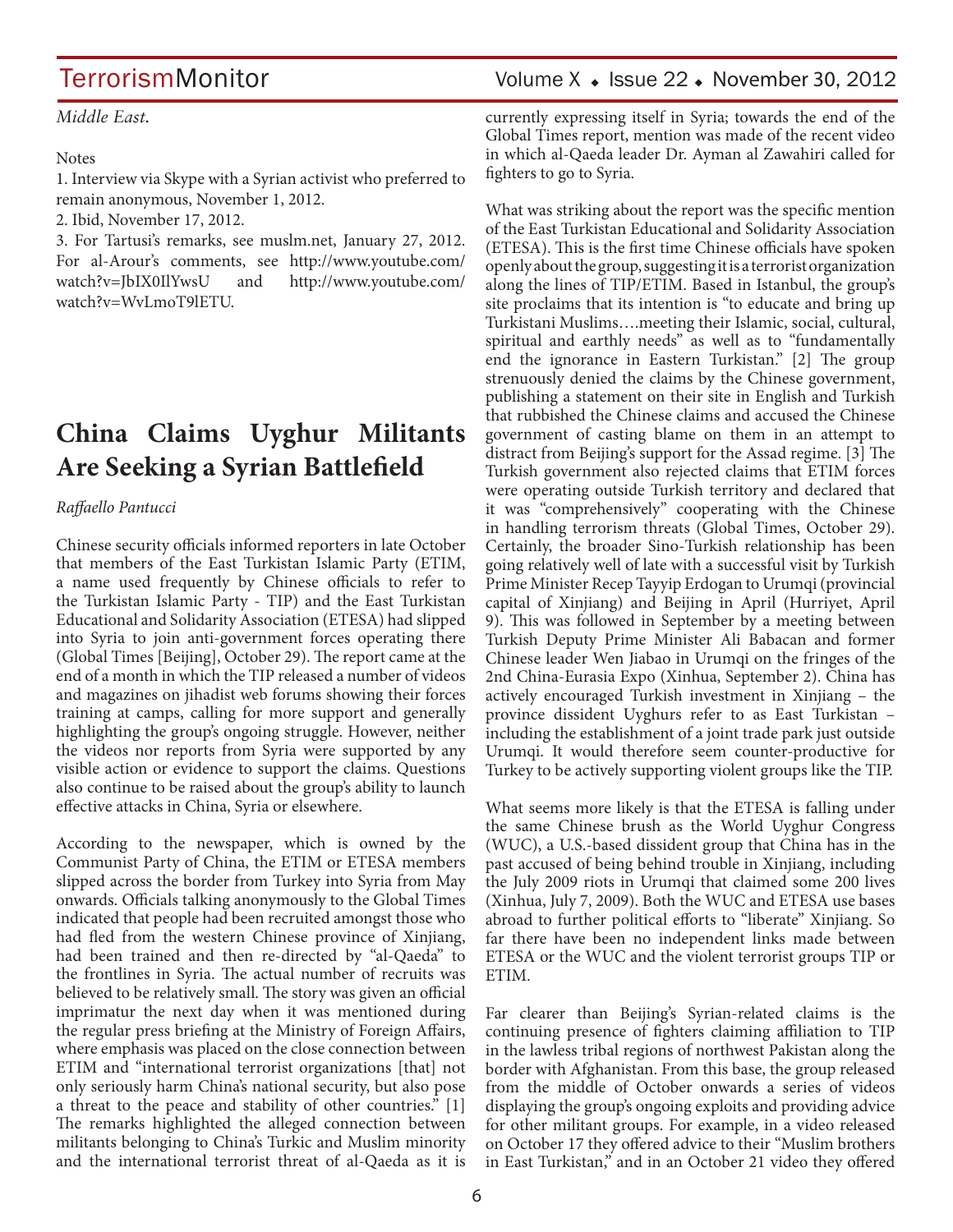*Middle East*.

Notes

1. Interview via Skype with a Syrian activist who preferred to remain anonymous, November 1, 2012.
2. Ibid, November 17, 2012.
3. For Tartusi's remarks, see muslm.net, January 27, 2012. For al-Arour's comments, see http://www.youtube.com/watch?v=JbIX0IlYwsU and http://www.youtube.com/watch?v=WvLmoT9lETU.

# China Claims Uyghur Militants Are Seeking a Syrian Battlefield

*Raffaello Pantucci*

Chinese security officials informed reporters in late October that members of the East Turkistan Islamic Party (ETIM, a name used frequently by Chinese officials to refer to the Turkistan Islamic Party - TIP) and the East Turkistan Educational and Solidarity Association (ETESA) had slipped into Syria to join anti-government forces operating there (Global Times [Beijing], October 29). The report came at the end of a month in which the TIP released a number of videos and magazines on jihadist web forums showing their forces training at camps, calling for more support and generally highlighting the group's ongoing struggle. However, neither the videos nor reports from Syria were supported by any visible action or evidence to support the claims. Questions also continue to be raised about the group's ability to launch effective attacks in China, Syria or elsewhere.

According to the newspaper, which is owned by the Communist Party of China, the ETIM or ETESA members slipped across the border from Turkey into Syria from May onwards. Officials talking anonymously to the Global Times indicated that people had been recruited amongst those who had fled from the western Chinese province of Xinjiang, had been trained and then re-directed by "al-Qaeda" to the frontlines in Syria. The actual number of recruits was believed to be relatively small. The story was given an official imprimatur the next day when it was mentioned during the regular press briefing at the Ministry of Foreign Affairs, where emphasis was placed on the close connection between ETIM and "international terrorist organizations [that] not only seriously harm China's national security, but also pose a threat to the peace and stability of other countries." [1] The remarks highlighted the alleged connection between militants belonging to China's Turkic and Muslim minority and the international terrorist threat of al-Qaeda as it is currently expressing itself in Syria; towards the end of the Global Times report, mention was made of the recent video in which al-Qaeda leader Dr. Ayman al Zawahiri called for fighters to go to Syria.

What was striking about the report was the specific mention of the East Turkistan Educational and Solidarity Association (ETESA). This is the first time Chinese officials have spoken openly about the group, suggesting it is a terrorist organization along the lines of TIP/ETIM. Based in Istanbul, the group's site proclaims that its intention is "to educate and bring up Turkistani Muslims….meeting their Islamic, social, cultural, spiritual and earthly needs" as well as to "fundamentally end the ignorance in Eastern Turkistan." [2] The group strenuously denied the claims by the Chinese government, publishing a statement on their site in English and Turkish that rubbished the Chinese claims and accused the Chinese government of casting blame on them in an attempt to distract from Beijing's support for the Assad regime. [3] The Turkish government also rejected claims that ETIM forces were operating outside Turkish territory and declared that it was "comprehensively" cooperating with the Chinese in handling terrorism threats (Global Times, October 29). Certainly, the broader Sino-Turkish relationship has been going relatively well of late with a successful visit by Turkish Prime Minister Recep Tayyip Erdogan to Urumqi (provincial capital of Xinjiang) and Beijing in April (Hurriyet, April 9). This was followed in September by a meeting between Turkish Deputy Prime Minister Ali Babacan and former Chinese leader Wen Jiabao in Urumqi on the fringes of the 2nd China-Eurasia Expo (Xinhua, September 2). China has actively encouraged Turkish investment in Xinjiang – the province dissident Uyghurs refer to as East Turkistan – including the establishment of a joint trade park just outside Urumqi. It would therefore seem counter-productive for Turkey to be actively supporting violent groups like the TIP.

What seems more likely is that the ETESA is falling under the same Chinese brush as the World Uyghur Congress (WUC), a U.S.-based dissident group that China has in the past accused of being behind trouble in Xinjiang, including the July 2009 riots in Urumqi that claimed some 200 lives (Xinhua, July 7, 2009). Both the WUC and ETESA use bases abroad to further political efforts to "liberate" Xinjiang. So far there have been no independent links made between ETESA or the WUC and the violent terrorist groups TIP or ETIM.

Far clearer than Beijing's Syrian-related claims is the continuing presence of fighters claiming affiliation to TIP in the lawless tribal regions of northwest Pakistan along the border with Afghanistan. From this base, the group released from the middle of October onwards a series of videos displaying the group's ongoing exploits and providing advice for other militant groups. For example, in a video released on October 17 they offered advice to their "Muslim brothers in East Turkistan," and in an October 21 video they offered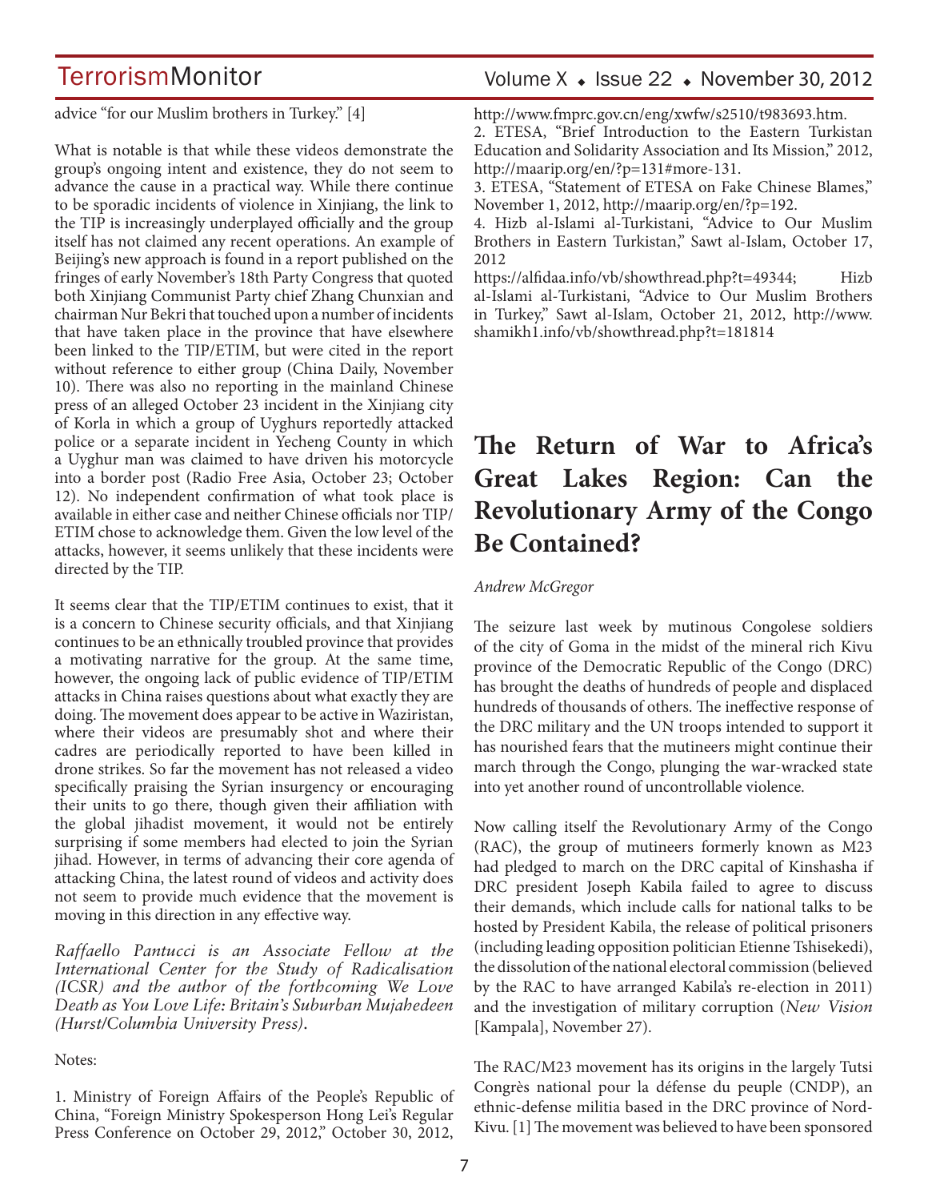advice "for our Muslim brothers in Turkey." [4]

What is notable is that while these videos demonstrate the group's ongoing intent and existence, they do not seem to advance the cause in a practical way. While there continue to be sporadic incidents of violence in Xinjiang, the link to the TIP is increasingly underplayed officially and the group itself has not claimed any recent operations. An example of Beijing's new approach is found in a report published on the fringes of early November's 18th Party Congress that quoted both Xinjiang Communist Party chief Zhang Chunxian and chairman Nur Bekri that touched upon a number of incidents that have taken place in the province that have elsewhere been linked to the TIP/ETIM, but were cited in the report without reference to either group (China Daily, November 10). There was also no reporting in the mainland Chinese press of an alleged October 23 incident in the Xinjiang city of Korla in which a group of Uyghurs reportedly attacked police or a separate incident in Yecheng County in which a Uyghur man was claimed to have driven his motorcycle into a border post (Radio Free Asia, October 23; October 12). No independent confirmation of what took place is available in either case and neither Chinese officials nor TIP/ETIM chose to acknowledge them. Given the low level of the attacks, however, it seems unlikely that these incidents were directed by the TIP.

It seems clear that the TIP/ETIM continues to exist, that it is a concern to Chinese security officials, and that Xinjiang continues to be an ethnically troubled province that provides a motivating narrative for the group. At the same time, however, the ongoing lack of public evidence of TIP/ETIM attacks in China raises questions about what exactly they are doing. The movement does appear to be active in Waziristan, where their videos are presumably shot and where their cadres are periodically reported to have been killed in drone strikes. So far the movement has not released a video specifically praising the Syrian insurgency or encouraging their units to go there, though given their affiliation with the global jihadist movement, it would not be entirely surprising if some members had elected to join the Syrian jihad. However, in terms of advancing their core agenda of attacking China, the latest round of videos and activity does not seem to provide much evidence that the movement is moving in this direction in any effective way.

*Raffaello Pantucci is an Associate Fellow at the International Center for the Study of Radicalisation (ICSR) and the author of the forthcoming We Love Death as You Love Life: Britain's Suburban Mujahedeen (Hurst/Columbia University Press).*

Notes:

1. Ministry of Foreign Affairs of the People's Republic of China, "Foreign Ministry Spokesperson Hong Lei's Regular Press Conference on October 29, 2012," October 30, 2012, http://www.fmprc.gov.cn/eng/xwfw/s2510/t983693.htm.
2. ETESA, "Brief Introduction to the Eastern Turkistan Education and Solidarity Association and Its Mission," 2012, http://maarip.org/en/?p=131#more-131.
3. ETESA, "Statement of ETESA on Fake Chinese Blames," November 1, 2012, http://maarip.org/en/?p=192.
4. Hizb al-Islami al-Turkistani, "Advice to Our Muslim Brothers in Eastern Turkistan," Sawt al-Islam, October 17, 2012 https://alfidaa.info/vb/showthread.php?t=49344; Hizb al-Islami al-Turkistani, "Advice to Our Muslim Brothers in Turkey," Sawt al-Islam, October 21, 2012, http://www.shamikh1.info/vb/showthread.php?t=181814

# The Return of War to Africa's Great Lakes Region: Can the Revolutionary Army of the Congo Be Contained?

*Andrew McGregor*

The seizure last week by mutinous Congolese soldiers of the city of Goma in the midst of the mineral rich Kivu province of the Democratic Republic of the Congo (DRC) has brought the deaths of hundreds of people and displaced hundreds of thousands of others. The ineffective response of the DRC military and the UN troops intended to support it has nourished fears that the mutineers might continue their march through the Congo, plunging the war-wracked state into yet another round of uncontrollable violence.

Now calling itself the Revolutionary Army of the Congo (RAC), the group of mutineers formerly known as M23 had pledged to march on the DRC capital of Kinshasha if DRC president Joseph Kabila failed to agree to discuss their demands, which include calls for national talks to be hosted by President Kabila, the release of political prisoners (including leading opposition politician Etienne Tshisekedi), the dissolution of the national electoral commission (believed by the RAC to have arranged Kabila's re-election in 2011) and the investigation of military corruption (*New Vision* [Kampala], November 27).

The RAC/M23 movement has its origins in the largely Tutsi Congrès national pour la défense du peuple (CNDP), an ethnic-defense militia based in the DRC province of Nord-Kivu. [1] The movement was believed to have been sponsored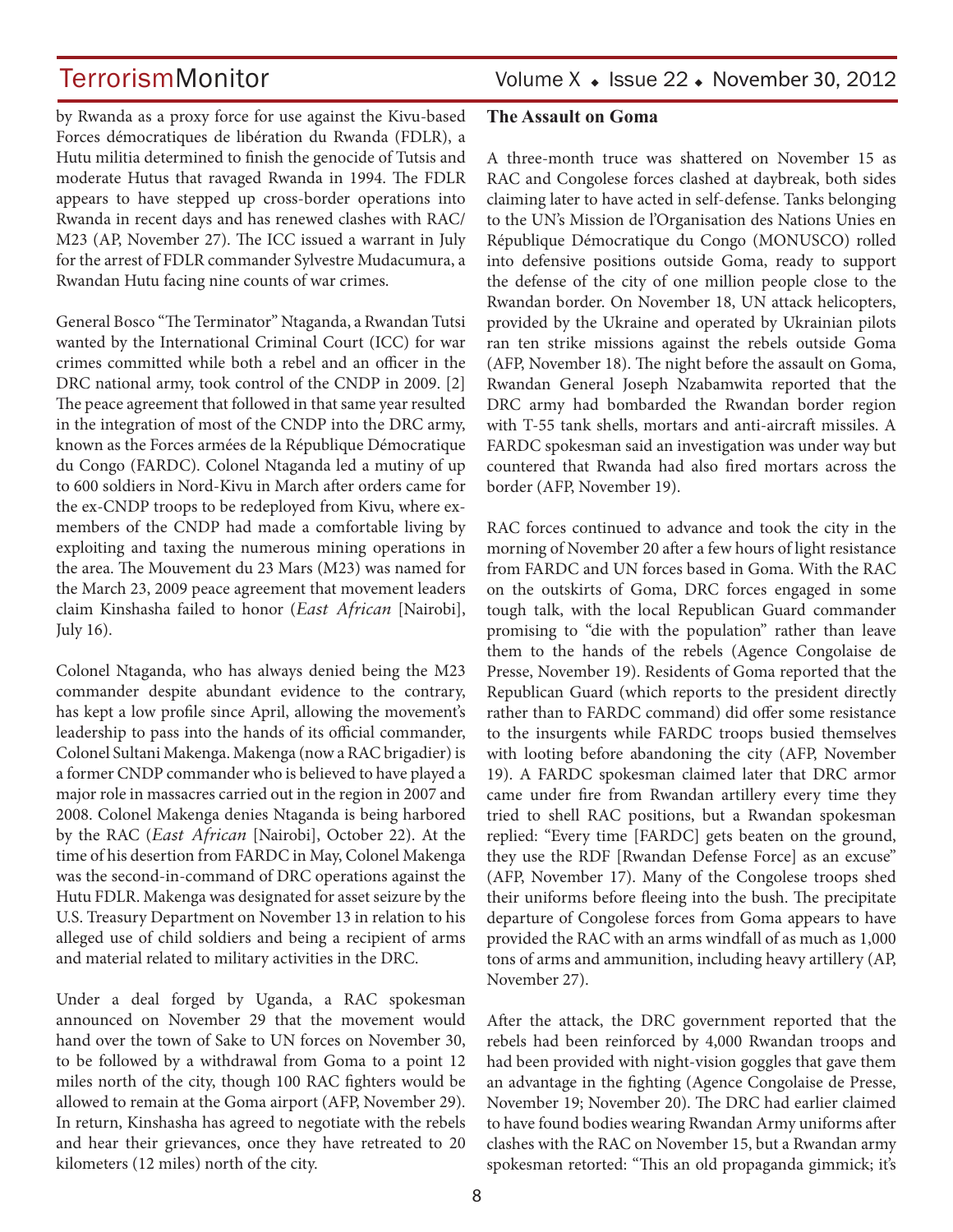by Rwanda as a proxy force for use against the Kivu-based Forces démocratiques de libération du Rwanda (FDLR), a Hutu militia determined to finish the genocide of Tutsis and moderate Hutus that ravaged Rwanda in 1994. The FDLR appears to have stepped up cross-border operations into Rwanda in recent days and has renewed clashes with RAC/M23 (AP, November 27). The ICC issued a warrant in July for the arrest of FDLR commander Sylvestre Mudacumura, a Rwandan Hutu facing nine counts of war crimes.

General Bosco "The Terminator" Ntaganda, a Rwandan Tutsi wanted by the International Criminal Court (ICC) for war crimes committed while both a rebel and an officer in the DRC national army, took control of the CNDP in 2009. [2] The peace agreement that followed in that same year resulted in the integration of most of the CNDP into the DRC army, known as the Forces armées de la République Démocratique du Congo (FARDC). Colonel Ntaganda led a mutiny of up to 600 soldiers in Nord-Kivu in March after orders came for the ex-CNDP troops to be redeployed from Kivu, where ex-members of the CNDP had made a comfortable living by exploiting and taxing the numerous mining operations in the area. The Mouvement du 23 Mars (M23) was named for the March 23, 2009 peace agreement that movement leaders claim Kinshasha failed to honor (*East African* [Nairobi], July 16).

Colonel Ntaganda, who has always denied being the M23 commander despite abundant evidence to the contrary, has kept a low profile since April, allowing the movement's leadership to pass into the hands of its official commander, Colonel Sultani Makenga. Makenga (now a RAC brigadier) is a former CNDP commander who is believed to have played a major role in massacres carried out in the region in 2007 and 2008. Colonel Makenga denies Ntaganda is being harbored by the RAC (*East African* [Nairobi], October 22). At the time of his desertion from FARDC in May, Colonel Makenga was the second-in-command of DRC operations against the Hutu FDLR. Makenga was designated for asset seizure by the U.S. Treasury Department on November 13 in relation to his alleged use of child soldiers and being a recipient of arms and material related to military activities in the DRC.

Under a deal forged by Uganda, a RAC spokesman announced on November 29 that the movement would hand over the town of Sake to UN forces on November 30, to be followed by a withdrawal from Goma to a point 12 miles north of the city, though 100 RAC fighters would be allowed to remain at the Goma airport (AFP, November 29). In return, Kinshasha has agreed to negotiate with the rebels and hear their grievances, once they have retreated to 20 kilometers (12 miles) north of the city.

**The Assault on Goma**

A three-month truce was shattered on November 15 as RAC and Congolese forces clashed at daybreak, both sides claiming later to have acted in self-defense. Tanks belonging to the UN's Mission de l'Organisation des Nations Unies en République Démocratique du Congo (MONUSCO) rolled into defensive positions outside Goma, ready to support the defense of the city of one million people close to the Rwandan border. On November 18, UN attack helicopters, provided by the Ukraine and operated by Ukrainian pilots ran ten strike missions against the rebels outside Goma (AFP, November 18). The night before the assault on Goma, Rwandan General Joseph Nzabamwita reported that the DRC army had bombarded the Rwandan border region with T-55 tank shells, mortars and anti-aircraft missiles. A FARDC spokesman said an investigation was under way but countered that Rwanda had also fired mortars across the border (AFP, November 19).

RAC forces continued to advance and took the city in the morning of November 20 after a few hours of light resistance from FARDC and UN forces based in Goma. With the RAC on the outskirts of Goma, DRC forces engaged in some tough talk, with the local Republican Guard commander promising to "die with the population" rather than leave them to the hands of the rebels (Agence Congolaise de Presse, November 19). Residents of Goma reported that the Republican Guard (which reports to the president directly rather than to FARDC command) did offer some resistance to the insurgents while FARDC troops busied themselves with looting before abandoning the city (AFP, November 19). A FARDC spokesman claimed later that DRC armor came under fire from Rwandan artillery every time they tried to shell RAC positions, but a Rwandan spokesman replied: "Every time [FARDC] gets beaten on the ground, they use the RDF [Rwandan Defense Force] as an excuse" (AFP, November 17). Many of the Congolese troops shed their uniforms before fleeing into the bush. The precipitate departure of Congolese forces from Goma appears to have provided the RAC with an arms windfall of as much as 1,000 tons of arms and ammunition, including heavy artillery (AP, November 27).

After the attack, the DRC government reported that the rebels had been reinforced by 4,000 Rwandan troops and had been provided with night-vision goggles that gave them an advantage in the fighting (Agence Congolaise de Presse, November 19; November 20). The DRC had earlier claimed to have found bodies wearing Rwandan Army uniforms after clashes with the RAC on November 15, but a Rwandan army spokesman retorted: "This an old propaganda gimmick; it's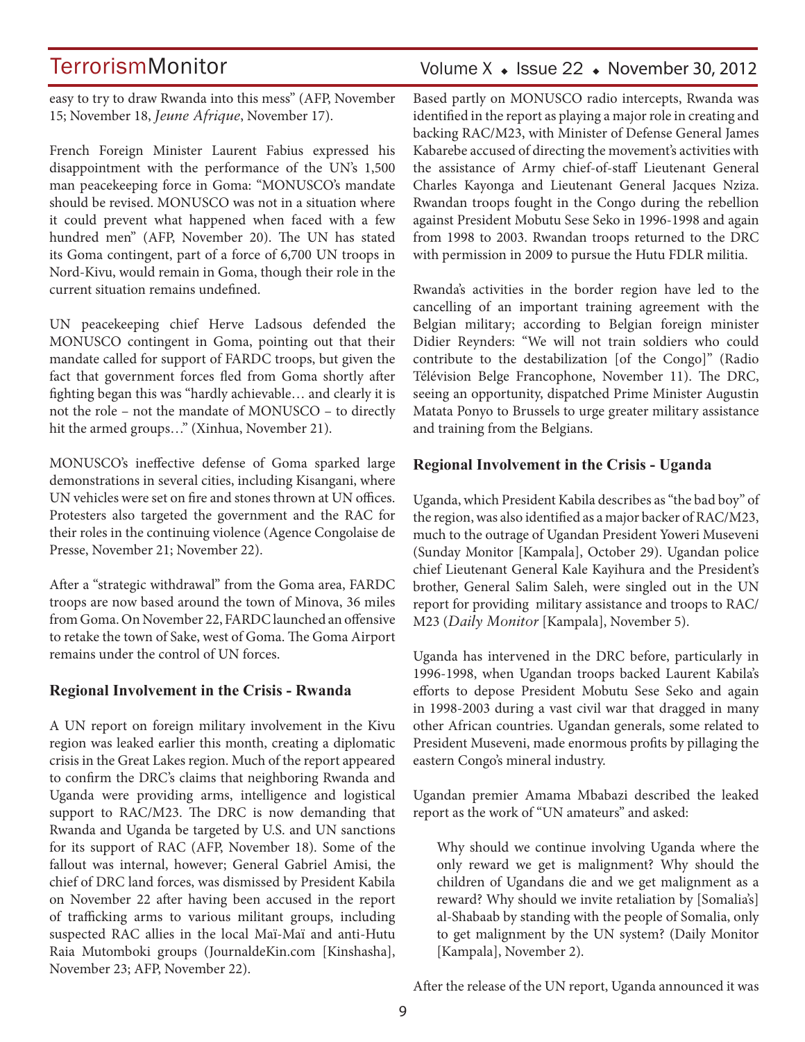easy to try to draw Rwanda into this mess" (AFP, November 15; November 18, *Jeune Afrique*, November 17).

French Foreign Minister Laurent Fabius expressed his disappointment with the performance of the UN's 1,500 man peacekeeping force in Goma: "MONUSCO's mandate should be revised. MONUSCO was not in a situation where it could prevent what happened when faced with a few hundred men" (AFP, November 20). The UN has stated its Goma contingent, part of a force of 6,700 UN troops in Nord-Kivu, would remain in Goma, though their role in the current situation remains undefined.

UN peacekeeping chief Herve Ladsous defended the MONUSCO contingent in Goma, pointing out that their mandate called for support of FARDC troops, but given the fact that government forces fled from Goma shortly after fighting began this was "hardly achievable… and clearly it is not the role – not the mandate of MONUSCO – to directly hit the armed groups…" (Xinhua, November 21).

MONUSCO's ineffective defense of Goma sparked large demonstrations in several cities, including Kisangani, where UN vehicles were set on fire and stones thrown at UN offices. Protesters also targeted the government and the RAC for their roles in the continuing violence (Agence Congolaise de Presse, November 21; November 22).

After a "strategic withdrawal" from the Goma area, FARDC troops are now based around the town of Minova, 36 miles from Goma. On November 22, FARDC launched an offensive to retake the town of Sake, west of Goma. The Goma Airport remains under the control of UN forces.

## Regional Involvement in the Crisis - Rwanda

A UN report on foreign military involvement in the Kivu region was leaked earlier this month, creating a diplomatic crisis in the Great Lakes region. Much of the report appeared to confirm the DRC's claims that neighboring Rwanda and Uganda were providing arms, intelligence and logistical support to RAC/M23. The DRC is now demanding that Rwanda and Uganda be targeted by U.S. and UN sanctions for its support of RAC (AFP, November 18). Some of the fallout was internal, however; General Gabriel Amisi, the chief of DRC land forces, was dismissed by President Kabila on November 22 after having been accused in the report of trafficking arms to various militant groups, including suspected RAC allies in the local Maï-Maï and anti-Hutu Raia Mutomboki groups (JournaldeKin.com [Kinshasha], November 23; AFP, November 22).

Based partly on MONUSCO radio intercepts, Rwanda was identified in the report as playing a major role in creating and backing RAC/M23, with Minister of Defense General James Kabarebe accused of directing the movement's activities with the assistance of Army chief-of-staff Lieutenant General Charles Kayonga and Lieutenant General Jacques Nziza. Rwandan troops fought in the Congo during the rebellion against President Mobutu Sese Seko in 1996-1998 and again from 1998 to 2003. Rwandan troops returned to the DRC with permission in 2009 to pursue the Hutu FDLR militia.

Rwanda's activities in the border region have led to the cancelling of an important training agreement with the Belgian military; according to Belgian foreign minister Didier Reynders: "We will not train soldiers who could contribute to the destabilization [of the Congo]" (Radio Télévision Belge Francophone, November 11). The DRC, seeing an opportunity, dispatched Prime Minister Augustin Matata Ponyo to Brussels to urge greater military assistance and training from the Belgians.

## Regional Involvement in the Crisis - Uganda

Uganda, which President Kabila describes as "the bad boy" of the region, was also identified as a major backer of RAC/M23, much to the outrage of Ugandan President Yoweri Museveni (Sunday Monitor [Kampala], October 29). Ugandan police chief Lieutenant General Kale Kayihura and the President's brother, General Salim Saleh, were singled out in the UN report for providing military assistance and troops to RAC/M23 (*Daily Monitor* [Kampala], November 5).

Uganda has intervened in the DRC before, particularly in 1996-1998, when Ugandan troops backed Laurent Kabila's efforts to depose President Mobutu Sese Seko and again in 1998-2003 during a vast civil war that dragged in many other African countries. Ugandan generals, some related to President Museveni, made enormous profits by pillaging the eastern Congo's mineral industry.

Ugandan premier Amama Mbabazi described the leaked report as the work of "UN amateurs" and asked:

> Why should we continue involving Uganda where the only reward we get is malignment? Why should the children of Ugandans die and we get malignment as a reward? Why should we invite retaliation by [Somalia's] al-Shabaab by standing with the people of Somalia, only to get malignment by the UN system? (Daily Monitor [Kampala], November 2).

After the release of the UN report, Uganda announced it was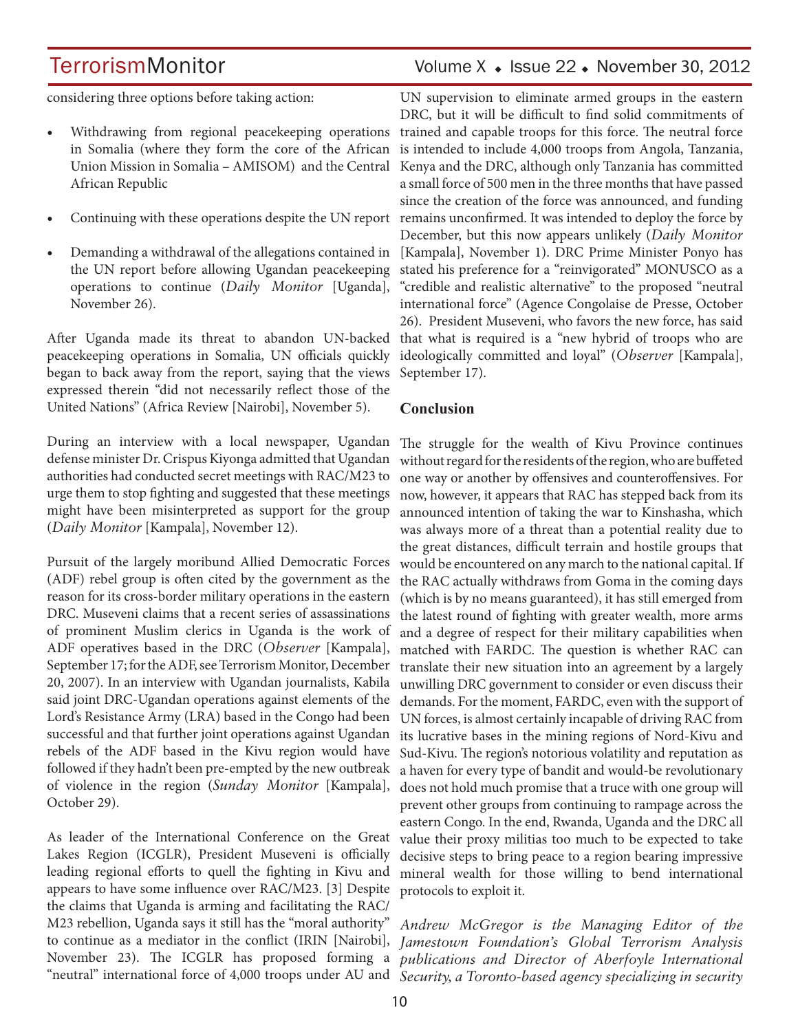considering three options before taking action:

- Withdrawing from regional peacekeeping operations in Somalia (where they form the core of the African Union Mission in Somalia – AMISOM) and the Central African Republic
- Continuing with these operations despite the UN report
- Demanding a withdrawal of the allegations contained in the UN report before allowing Ugandan peacekeeping operations to continue (*Daily Monitor* [Uganda], November 26).

After Uganda made its threat to abandon UN-backed peacekeeping operations in Somalia, UN officials quickly began to back away from the report, saying that the views expressed therein "did not necessarily reflect those of the United Nations" (Africa Review [Nairobi], November 5).

During an interview with a local newspaper, Ugandan defense minister Dr. Crispus Kiyonga admitted that Ugandan authorities had conducted secret meetings with RAC/M23 to urge them to stop fighting and suggested that these meetings might have been misinterpreted as support for the group (*Daily Monitor* [Kampala], November 12).

Pursuit of the largely moribund Allied Democratic Forces (ADF) rebel group is often cited by the government as the reason for its cross-border military operations in the eastern DRC. Museveni claims that a recent series of assassinations of prominent Muslim clerics in Uganda is the work of ADF operatives based in the DRC (*Observer* [Kampala], September 17; for the ADF, see Terrorism Monitor, December 20, 2007). In an interview with Ugandan journalists, Kabila said joint DRC-Ugandan operations against elements of the Lord's Resistance Army (LRA) based in the Congo had been successful and that further joint operations against Ugandan rebels of the ADF based in the Kivu region would have followed if they hadn't been pre-empted by the new outbreak of violence in the region (*Sunday Monitor* [Kampala], October 29).

As leader of the International Conference on the Great Lakes Region (ICGLR), President Museveni is officially leading regional efforts to quell the fighting in Kivu and appears to have some influence over RAC/M23. [3] Despite the claims that Uganda is arming and facilitating the RAC/M23 rebellion, Uganda says it still has the "moral authority" to continue as a mediator in the conflict (IRIN [Nairobi], November 23). The ICGLR has proposed forming a "neutral" international force of 4,000 troops under AU and UN supervision to eliminate armed groups in the eastern DRC, but it will be difficult to find solid commitments of trained and capable troops for this force. The neutral force is intended to include 4,000 troops from Angola, Tanzania, Kenya and the DRC, although only Tanzania has committed a small force of 500 men in the three months that have passed since the creation of the force was announced, and funding remains unconfirmed. It was intended to deploy the force by December, but this now appears unlikely (*Daily Monitor* [Kampala], November 1). DRC Prime Minister Ponyo has stated his preference for a "reinvigorated" MONUSCO as a "credible and realistic alternative" to the proposed "neutral international force" (Agence Congolaise de Presse, October 26). President Museveni, who favors the new force, has said that what is required is a "new hybrid of troops who are ideologically committed and loyal" (*Observer* [Kampala], September 17).

## Conclusion

The struggle for the wealth of Kivu Province continues without regard for the residents of the region, who are buffeted one way or another by offensives and counteroffensives. For now, however, it appears that RAC has stepped back from its announced intention of taking the war to Kinshasa, which was always more of a threat than a potential reality due to the great distances, difficult terrain and hostile groups that would be encountered on any march to the national capital. If the RAC actually withdraws from Goma in the coming days (which is by no means guaranteed), it has still emerged from the latest round of fighting with greater wealth, more arms and a degree of respect for their military capabilities when matched with FARDC. The question is whether RAC can translate their new situation into an agreement by a largely unwilling DRC government to consider or even discuss their demands. For the moment, FARDC, even with the support of UN forces, is almost certainly incapable of driving RAC from its lucrative bases in the mining regions of Nord-Kivu and Sud-Kivu. The region's notorious volatility and reputation as a haven for every type of bandit and would-be revolutionary does not hold much promise that a truce with one group will prevent other groups from continuing to rampage across the eastern Congo. In the end, Rwanda, Uganda and the DRC all value their proxy militias too much to be expected to take decisive steps to bring peace to a region bearing impressive mineral wealth for those willing to bend international protocols to exploit it.

*Andrew McGregor is the Managing Editor of the Jamestown Foundation's Global Terrorism Analysis publications and Director of Aberfoyle International Security, a Toronto-based agency specializing in security*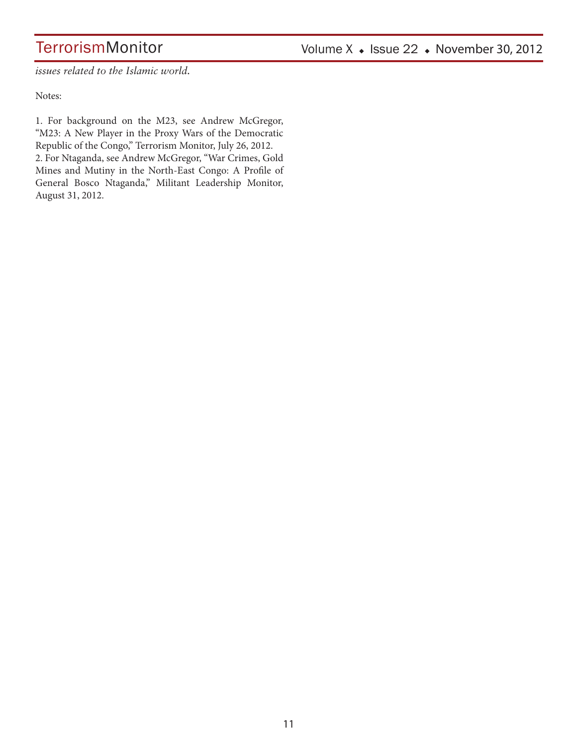*issues related to the Islamic world.*

Notes:

1. For background on the M23, see Andrew McGregor, "M23: A New Player in the Proxy Wars of the Democratic Republic of the Congo," Terrorism Monitor, July 26, 2012.
2. For Ntaganda, see Andrew McGregor, "War Crimes, Gold Mines and Mutiny in the North-East Congo: A Profile of General Bosco Ntaganda," Militant Leadership Monitor, August 31, 2012.